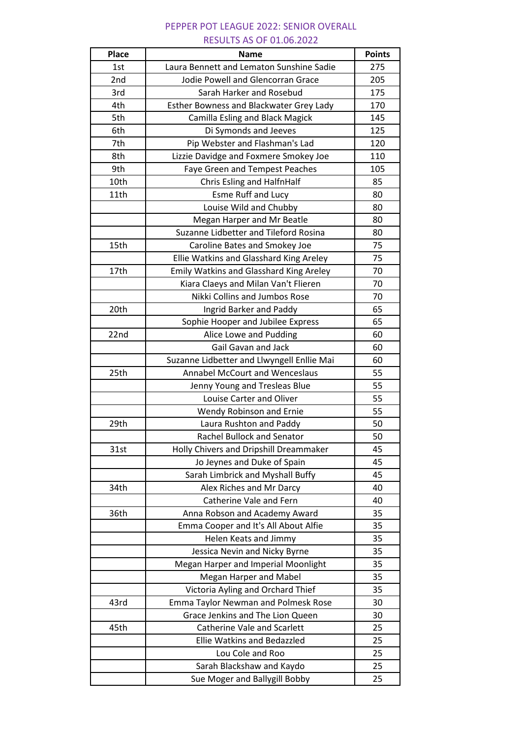# PEPPER POT LEAGUE 2022: SENIOR OVERALL

## RESULTS AS OF 01.06.2022

| Place | Name | Points |
|---|---|---|
| 1st | Laura Bennett and Lematon Sunshine Sadie | 275 |
| 2nd | Jodie Powell and Glencorran Grace | 205 |
| 3rd | Sarah Harker and Rosebud | 175 |
| 4th | Esther Bowness and Blackwater Grey Lady | 170 |
| 5th | Camilla Esling and Black Magick | 145 |
| 6th | Di Symonds and Jeeves | 125 |
| 7th | Pip Webster and Flashman's Lad | 120 |
| 8th | Lizzie Davidge and Foxmere Smokey Joe | 110 |
| 9th | Faye Green and Tempest Peaches | 105 |
| 10th | Chris Esling and HalfnHalf | 85 |
| 11th | Esme Ruff and Lucy | 80 |
| | Louise Wild and Chubby | 80 |
| | Megan Harper and Mr Beatle | 80 |
| | Suzanne Lidbetter and Tileford Rosina | 80 |
| 15th | Caroline Bates and Smokey Joe | 75 |
| | Ellie Watkins and Glasshard King Areley | 75 |
| 17th | Emily Watkins and Glasshard King Areley | 70 |
| | Kiara Claeys and Milan Van't Flieren | 70 |
| | Nikki Collins and Jumbos Rose | 70 |
| 20th | Ingrid Barker and Paddy | 65 |
| | Sophie Hooper and Jubilee Express | 65 |
| 22nd | Alice Lowe and Pudding | 60 |
| | Gail Gavan and Jack | 60 |
| | Suzanne Lidbetter and Llwyngell Enllie Mai | 60 |
| 25th | Annabel McCourt and Wenceslaus | 55 |
| | Jenny Young and Tresleas Blue | 55 |
| | Louise Carter and Oliver | 55 |
| | Wendy Robinson and Ernie | 55 |
| 29th | Laura Rushton and Paddy | 50 |
| | Rachel Bullock and Senator | 50 |
| 31st | Holly Chivers and Dripshill Dreammaker | 45 |
| | Jo Jeynes and Duke of Spain | 45 |
| | Sarah Limbrick and Myshall Buffy | 45 |
| 34th | Alex Riches and Mr Darcy | 40 |
| | Catherine Vale and Fern | 40 |
| 36th | Anna Robson and Academy Award | 35 |
| | Emma Cooper and It's All About Alfie | 35 |
| | Helen Keats and Jimmy | 35 |
| | Jessica Nevin and Nicky Byrne | 35 |
| | Megan Harper and Imperial Moonlight | 35 |
| | Megan Harper and Mabel | 35 |
| | Victoria Ayling and Orchard Thief | 35 |
| 43rd | Emma Taylor Newman and Polmesk Rose | 30 |
| | Grace Jenkins and The Lion Queen | 30 |
| 45th | Catherine Vale and Scarlett | 25 |
| | Ellie Watkins and Bedazzled | 25 |
| | Lou Cole and Roo | 25 |
| | Sarah Blackshaw and Kaydo | 25 |
| | Sue Moger and Ballygill Bobby | 25 |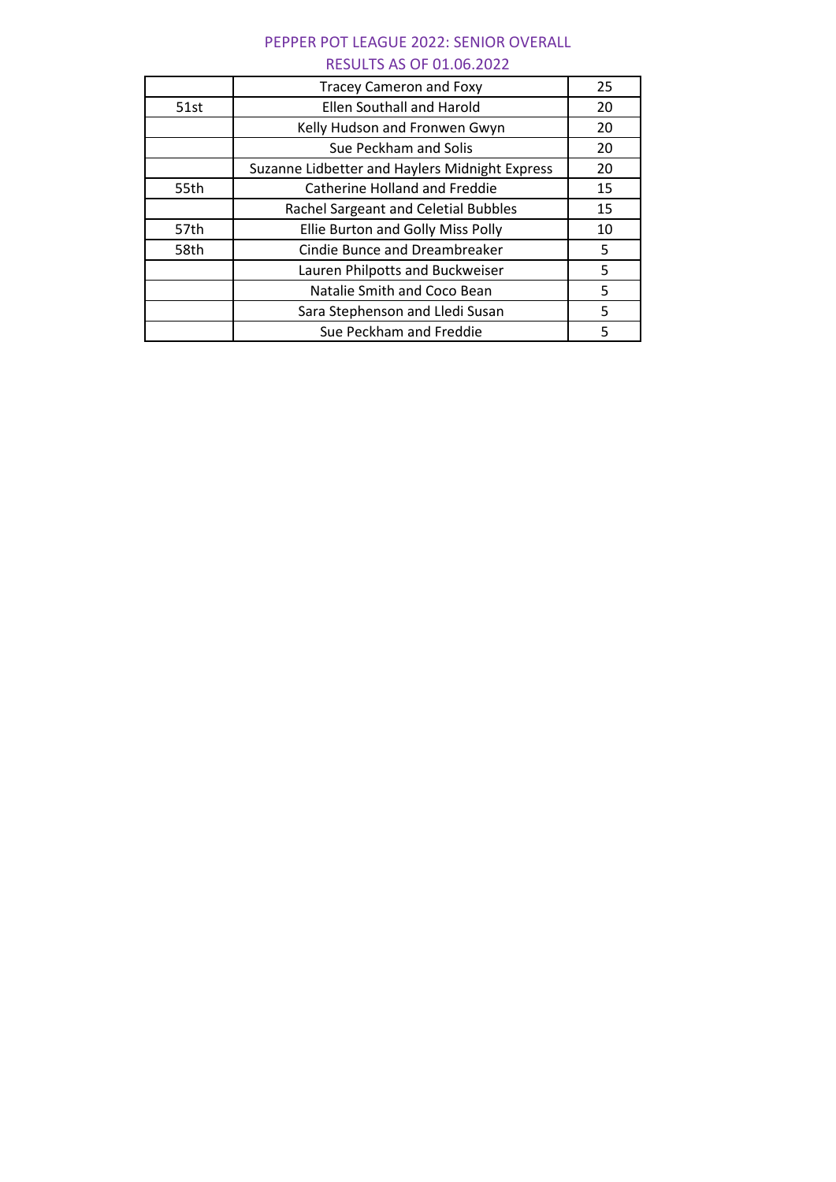PEPPER POT LEAGUE 2022: SENIOR OVERALL

RESULTS AS OF 01.06.2022

| | | |
|---|---|---|
| | Tracey Cameron and Foxy | 25 |
| 51st | Ellen Southall and Harold | 20 |
| | Kelly Hudson and Fronwen Gwyn | 20 |
| | Sue Peckham and Solis | 20 |
| | Suzanne Lidbetter and Haylers Midnight Express | 20 |
| 55th | Catherine Holland and Freddie | 15 |
| | Rachel Sargeant and Celetial Bubbles | 15 |
| 57th | Ellie Burton and Golly Miss Polly | 10 |
| 58th | Cindie Bunce and Dreambreaker | 5 |
| | Lauren Philpotts and Buckweiser | 5 |
| | Natalie Smith and Coco Bean | 5 |
| | Sara Stephenson and Lledi Susan | 5 |
| | Sue Peckham and Freddie | 5 |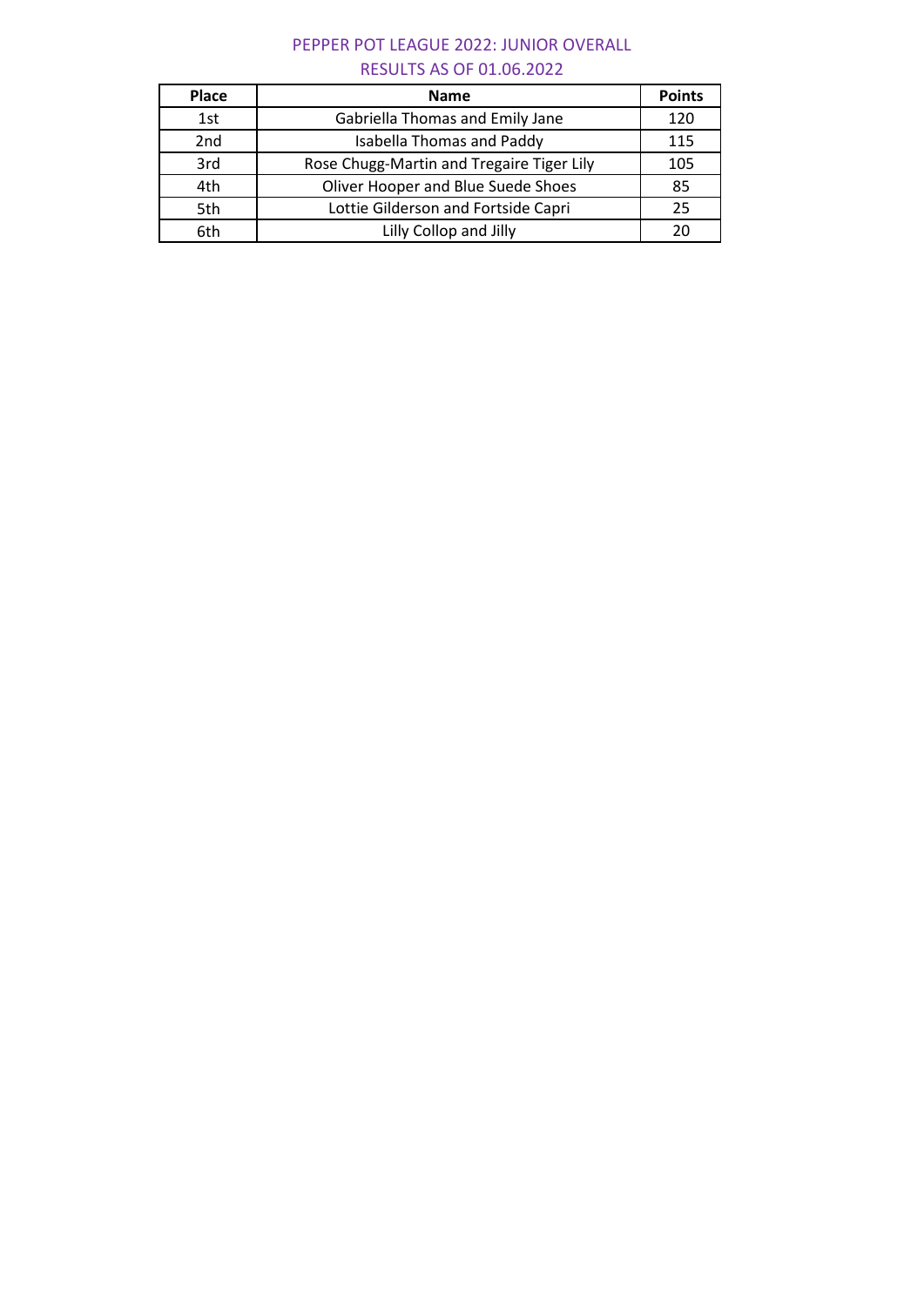# PEPPER POT LEAGUE 2022: JUNIOR OVERALL

## RESULTS AS OF 01.06.2022

| Place | Name | Points |
|---|---|---|
| 1st | Gabriella Thomas and Emily Jane | 120 |
| 2nd | Isabella Thomas and Paddy | 115 |
| 3rd | Rose Chugg-Martin and Tregaire Tiger Lily | 105 |
| 4th | Oliver Hooper and Blue Suede Shoes | 85 |
| 5th | Lottie Gilderson and Fortside Capri | 25 |
| 6th | Lilly Collop and Jilly | 20 |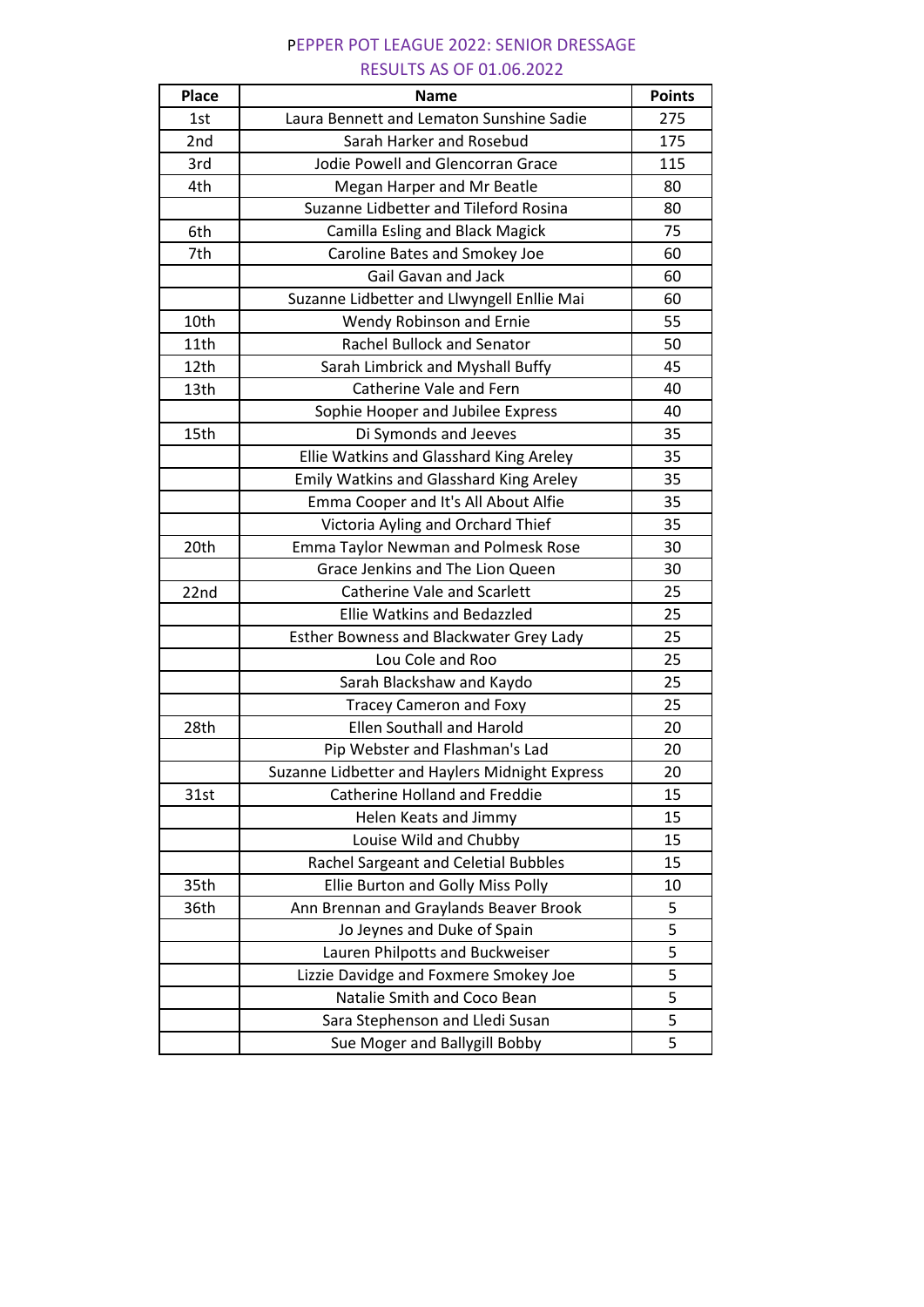# PEPPER POT LEAGUE 2022: SENIOR DRESSAGE

## RESULTS AS OF 01.06.2022

| Place | Name | Points |
|---|---|---|
| 1st | Laura Bennett and Lematon Sunshine Sadie | 275 |
| 2nd | Sarah Harker and Rosebud | 175 |
| 3rd | Jodie Powell and Glencorran Grace | 115 |
| 4th | Megan Harper and Mr Beatle | 80 |
| | Suzanne Lidbetter and Tileford Rosina | 80 |
| 6th | Camilla Esling and Black Magick | 75 |
| 7th | Caroline Bates and Smokey Joe | 60 |
| | Gail Gavan and Jack | 60 |
| | Suzanne Lidbetter and Llwyngell Enllie Mai | 60 |
| 10th | Wendy Robinson and Ernie | 55 |
| 11th | Rachel Bullock and Senator | 50 |
| 12th | Sarah Limbrick and Myshall Buffy | 45 |
| 13th | Catherine Vale and Fern | 40 |
| | Sophie Hooper and Jubilee Express | 40 |
| 15th | Di Symonds and Jeeves | 35 |
| | Ellie Watkins and Glasshard King Areley | 35 |
| | Emily Watkins and Glasshard King Areley | 35 |
| | Emma Cooper and It's All About Alfie | 35 |
| | Victoria Ayling and Orchard Thief | 35 |
| 20th | Emma Taylor Newman and Polmesk Rose | 30 |
| | Grace Jenkins and The Lion Queen | 30 |
| 22nd | Catherine Vale and Scarlett | 25 |
| | Ellie Watkins and Bedazzled | 25 |
| | Esther Bowness and Blackwater Grey Lady | 25 |
| | Lou Cole and Roo | 25 |
| | Sarah Blackshaw and Kaydo | 25 |
| | Tracey Cameron and Foxy | 25 |
| 28th | Ellen Southall and Harold | 20 |
| | Pip Webster and Flashman's Lad | 20 |
| | Suzanne Lidbetter and Haylers Midnight Express | 20 |
| 31st | Catherine Holland and Freddie | 15 |
| | Helen Keats and Jimmy | 15 |
| | Louise Wild and Chubby | 15 |
| | Rachel Sargeant and Celetial Bubbles | 15 |
| 35th | Ellie Burton and Golly Miss Polly | 10 |
| 36th | Ann Brennan and Graylands Beaver Brook | 5 |
| | Jo Jeynes and Duke of Spain | 5 |
| | Lauren Philpotts and Buckweiser | 5 |
| | Lizzie Davidge and Foxmere Smokey Joe | 5 |
| | Natalie Smith and Coco Bean | 5 |
| | Sara Stephenson and Lledi Susan | 5 |
| | Sue Moger and Ballygill Bobby | 5 |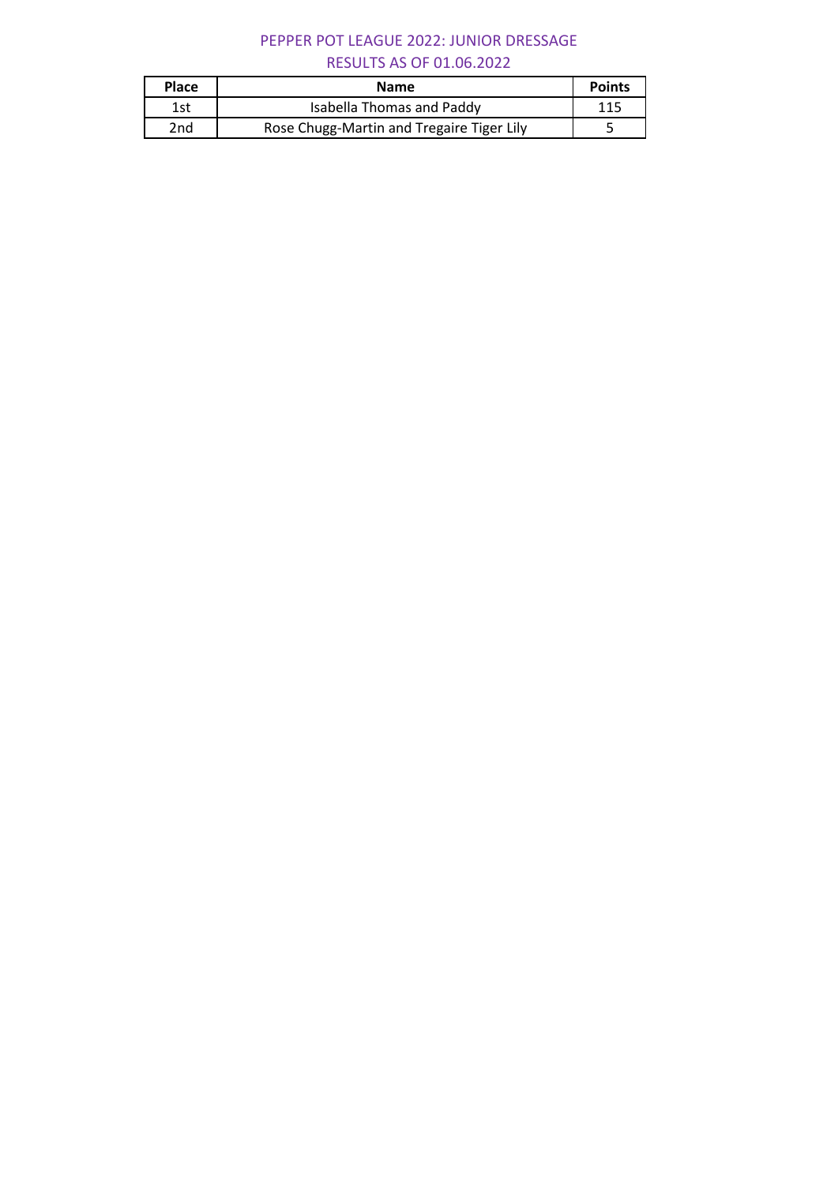# PEPPER POT LEAGUE 2022: JUNIOR DRESSAGE

## RESULTS AS OF 01.06.2022

| Place | Name | Points |
|---|---|---|
| 1st | Isabella Thomas and Paddy | 115 |
| 2nd | Rose Chugg-Martin and Tregaire Tiger Lily | 5 |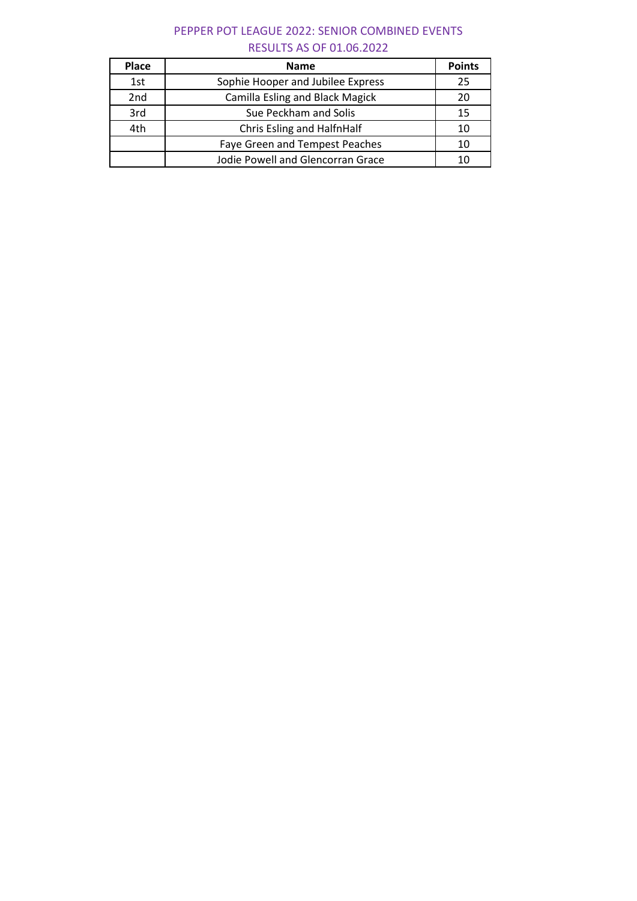PEPPER POT LEAGUE 2022: SENIOR COMBINED EVENTS

RESULTS AS OF 01.06.2022

| Place | Name | Points |
|---|---|---|
| 1st | Sophie Hooper and Jubilee Express | 25 |
| 2nd | Camilla Esling and Black Magick | 20 |
| 3rd | Sue Peckham and Solis | 15 |
| 4th | Chris Esling and HalfnHalf | 10 |
| | Faye Green and Tempest Peaches | 10 |
| | Jodie Powell and Glencorran Grace | 10 |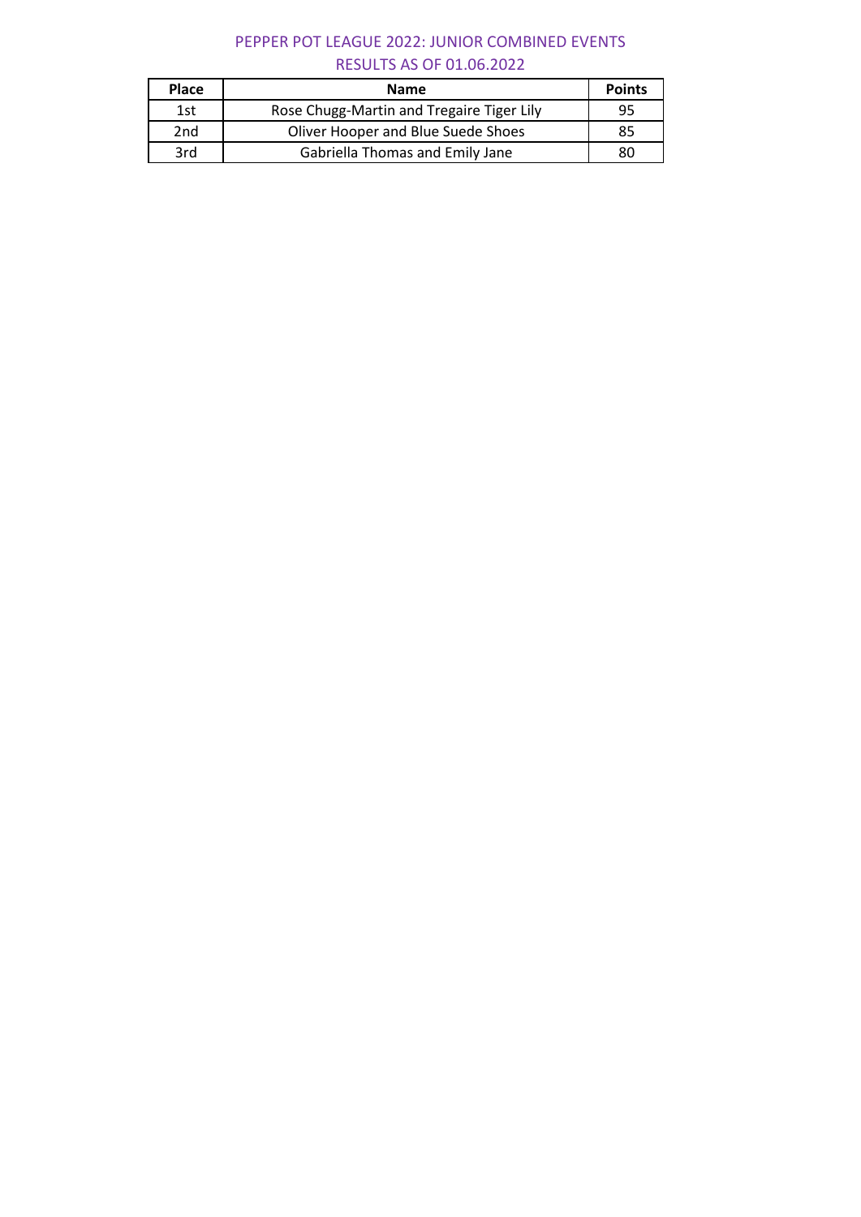# PEPPER POT LEAGUE 2022: JUNIOR COMBINED EVENTS

## RESULTS AS OF 01.06.2022

| Place | Name | Points |
|---|---|---|
| 1st | Rose Chugg-Martin and Tregaire Tiger Lily | 95 |
| 2nd | Oliver Hooper and Blue Suede Shoes | 85 |
| 3rd | Gabriella Thomas and Emily Jane | 80 |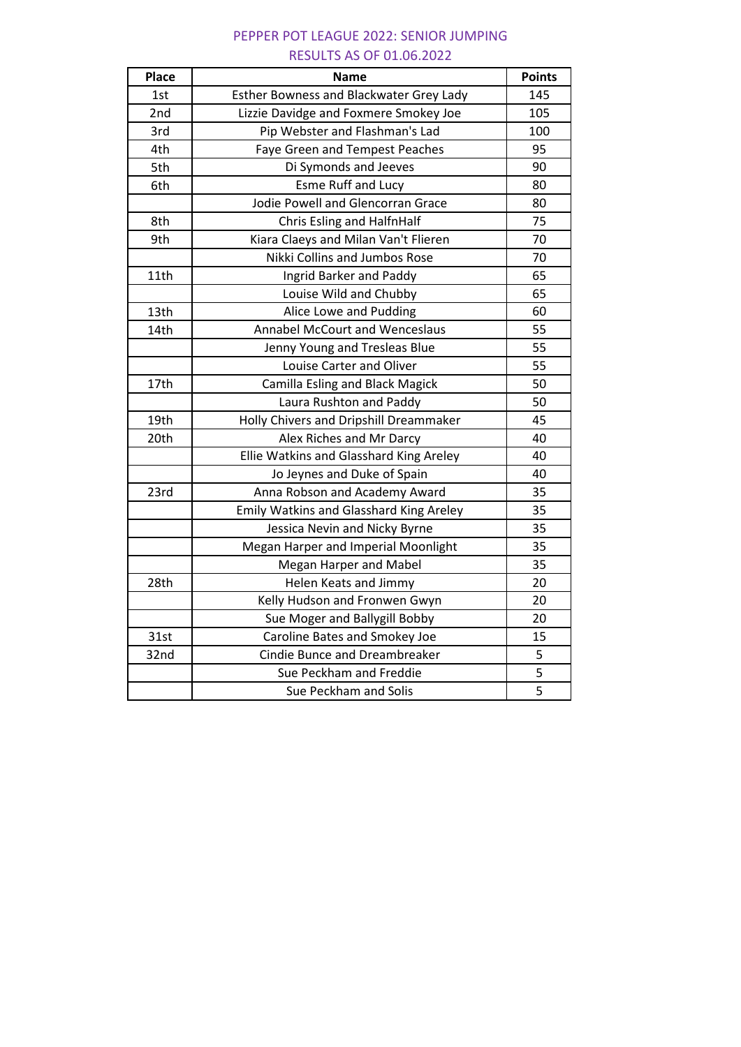# PEPPER POT LEAGUE 2022: SENIOR JUMPING
## RESULTS AS OF 01.06.2022

| Place | Name | Points |
| --- | --- | --- |
| 1st | Esther Bowness and Blackwater Grey Lady | 145 |
| 2nd | Lizzie Davidge and Foxmere Smokey Joe | 105 |
| 3rd | Pip Webster and Flashman's Lad | 100 |
| 4th | Faye Green and Tempest Peaches | 95 |
| 5th | Di Symonds and Jeeves | 90 |
| 6th | Esme Ruff and Lucy | 80 |
| | Jodie Powell and Glencorran Grace | 80 |
| 8th | Chris Esling and HalfnHalf | 75 |
| 9th | Kiara Claeys and Milan Van't Flieren | 70 |
| | Nikki Collins and Jumbos Rose | 70 |
| 11th | Ingrid Barker and Paddy | 65 |
| | Louise Wild and Chubby | 65 |
| 13th | Alice Lowe and Pudding | 60 |
| 14th | Annabel McCourt and Wenceslaus | 55 |
| | Jenny Young and Tresleas Blue | 55 |
| | Louise Carter and Oliver | 55 |
| 17th | Camilla Esling and Black Magick | 50 |
| | Laura Rushton and Paddy | 50 |
| 19th | Holly Chivers and Dripshill Dreammaker | 45 |
| 20th | Alex Riches and Mr Darcy | 40 |
| | Ellie Watkins and Glasshard King Areley | 40 |
| | Jo Jeynes and Duke of Spain | 40 |
| 23rd | Anna Robson and Academy Award | 35 |
| | Emily Watkins and Glasshard King Areley | 35 |
| | Jessica Nevin and Nicky Byrne | 35 |
| | Megan Harper and Imperial Moonlight | 35 |
| | Megan Harper and Mabel | 35 |
| 28th | Helen Keats and Jimmy | 20 |
| | Kelly Hudson and Fronwen Gwyn | 20 |
| | Sue Moger and Ballygill Bobby | 20 |
| 31st | Caroline Bates and Smokey Joe | 15 |
| 32nd | Cindie Bunce and Dreambreaker | 5 |
| | Sue Peckham and Freddie | 5 |
| | Sue Peckham and Solis | 5 |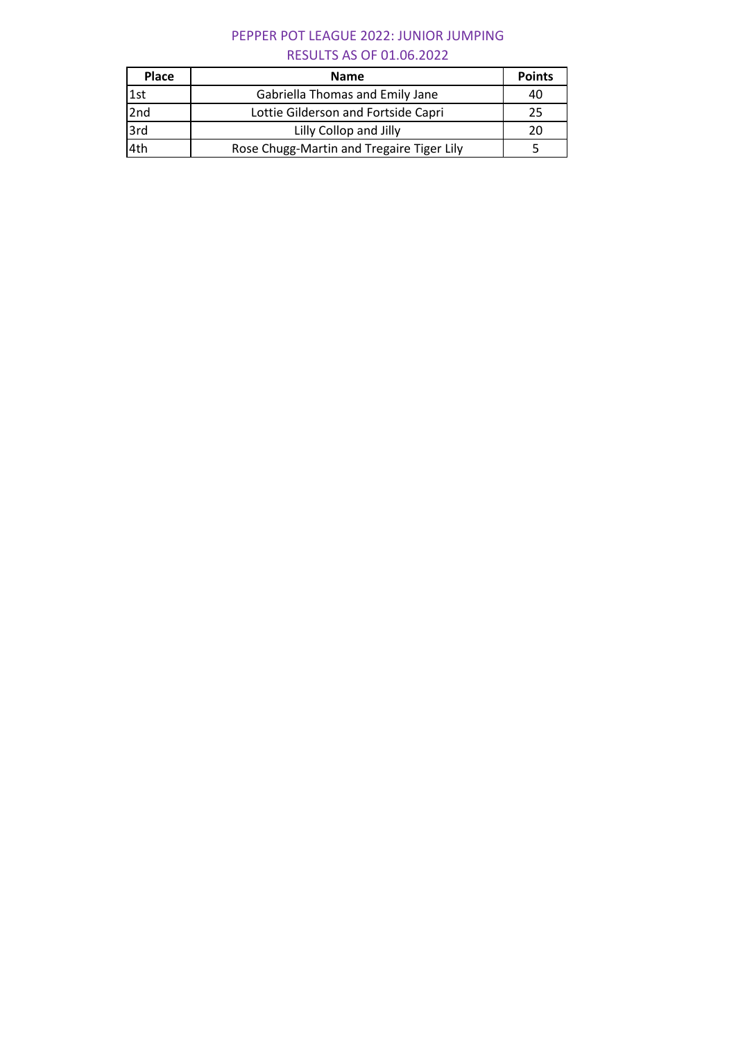# PEPPER POT LEAGUE 2022: JUNIOR JUMPING

## RESULTS AS OF 01.06.2022

| Place | Name | Points |
|---|---|---|
| 1st | Gabriella Thomas and Emily Jane | 40 |
| 2nd | Lottie Gilderson and Fortside Capri | 25 |
| 3rd | Lilly Collop and Jilly | 20 |
| 4th | Rose Chugg-Martin and Tregaire Tiger Lily | 5 |